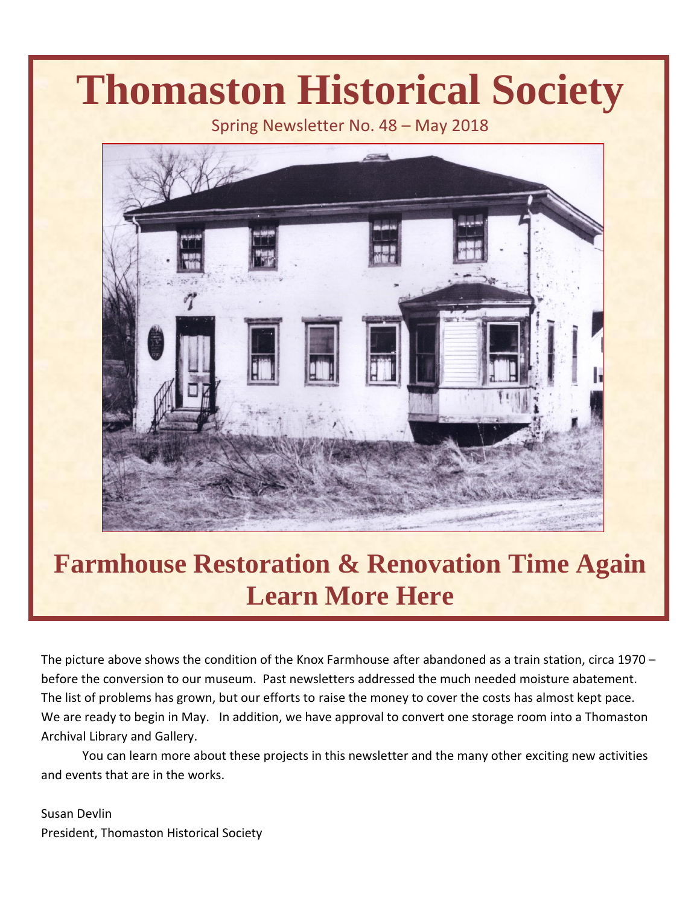# Thomaston Historical Society

Spring Newsletter No. 48 – May 2018

## Farmhouse Restoration & Renovation Time Again
## Learn More Here

The picture above shows the condition of the Knox Farmhouse after abandoned as a train station, circa 1970 – before the conversion to our museum. Past newsletters addressed the much needed moisture abatement. The list of problems has grown, but our efforts to raise the money to cover the costs has almost kept pace. We are ready to begin in May. In addition, we have approval to convert one storage room into a Thomaston Archival Library and Gallery.

You can learn more about these projects in this newsletter and the many other exciting new activities and events that are in the works.

Susan Devlin
President, Thomaston Historical Society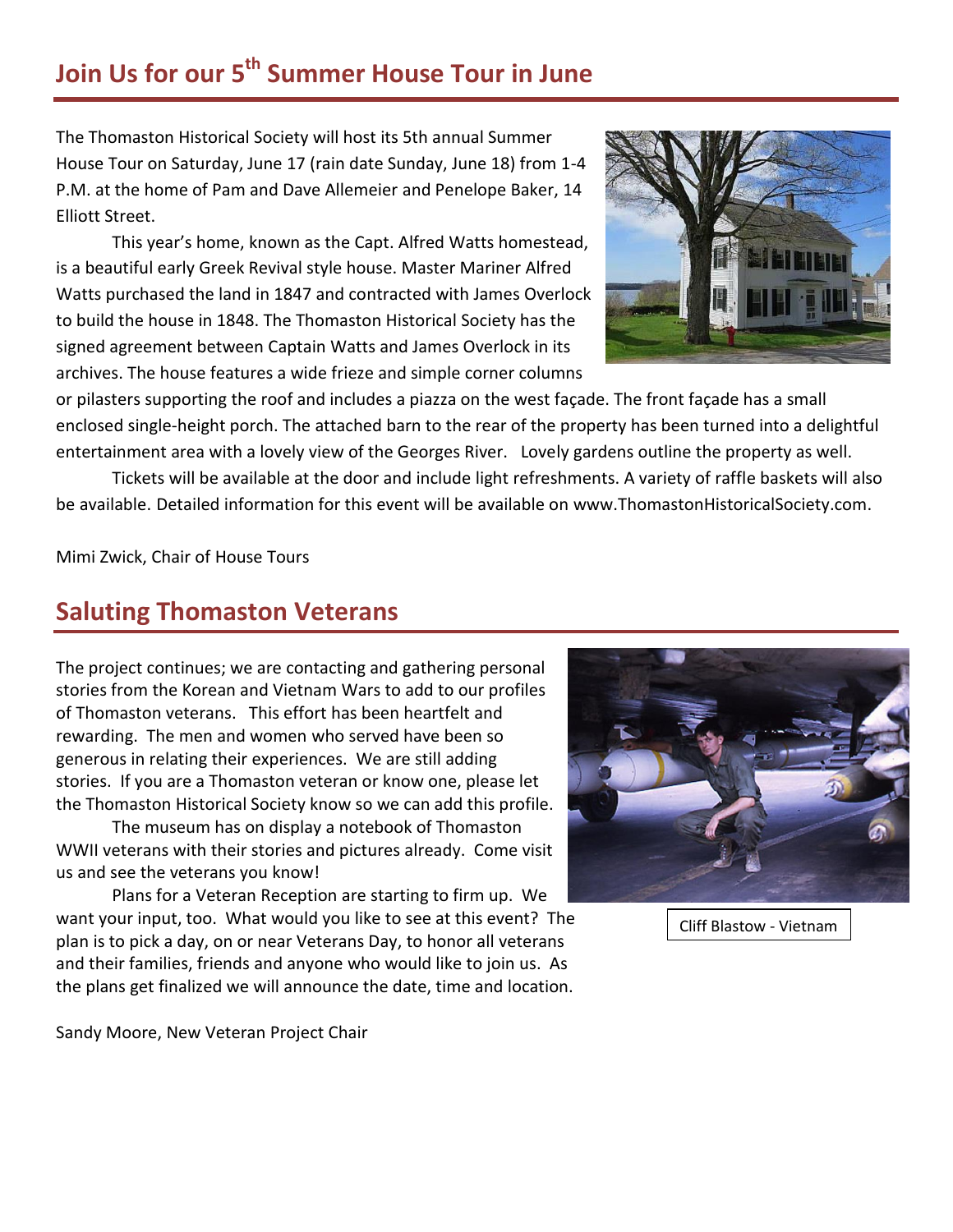## Join Us for our 5th Summer House Tour in June

The Thomaston Historical Society will host its 5th annual Summer House Tour on Saturday, June 17 (rain date Sunday, June 18) from 1-4 P.M. at the home of Pam and Dave Allemeier and Penelope Baker, 14 Elliott Street.

This year's home, known as the Capt. Alfred Watts homestead, is a beautiful early Greek Revival style house. Master Mariner Alfred Watts purchased the land in 1847 and contracted with James Overlock to build the house in 1848. The Thomaston Historical Society has the signed agreement between Captain Watts and James Overlock in its archives. The house features a wide frieze and simple corner columns or pilasters supporting the roof and includes a piazza on the west façade. The front façade has a small enclosed single-height porch. The attached barn to the rear of the property has been turned into a delightful entertainment area with a lovely view of the Georges River. Lovely gardens outline the property as well.

Tickets will be available at the door and include light refreshments. A variety of raffle baskets will also be available. Detailed information for this event will be available on www.ThomastonHistoricalSociety.com.

Mimi Zwick, Chair of House Tours

## Saluting Thomaston Veterans

The project continues; we are contacting and gathering personal stories from the Korean and Vietnam Wars to add to our profiles of Thomaston veterans. This effort has been heartfelt and rewarding. The men and women who served have been so generous in relating their experiences. We are still adding stories. If you are a Thomaston veteran or know one, please let the Thomaston Historical Society know so we can add this profile.

The museum has on display a notebook of Thomaston WWII veterans with their stories and pictures already. Come visit us and see the veterans you know!

Plans for a Veteran Reception are starting to firm up. We want your input, too. What would you like to see at this event? The plan is to pick a day, on or near Veterans Day, to honor all veterans and their families, friends and anyone who would like to join us. As the plans get finalized we will announce the date, time and location.

Cliff Blastow - Vietnam

Sandy Moore, New Veteran Project Chair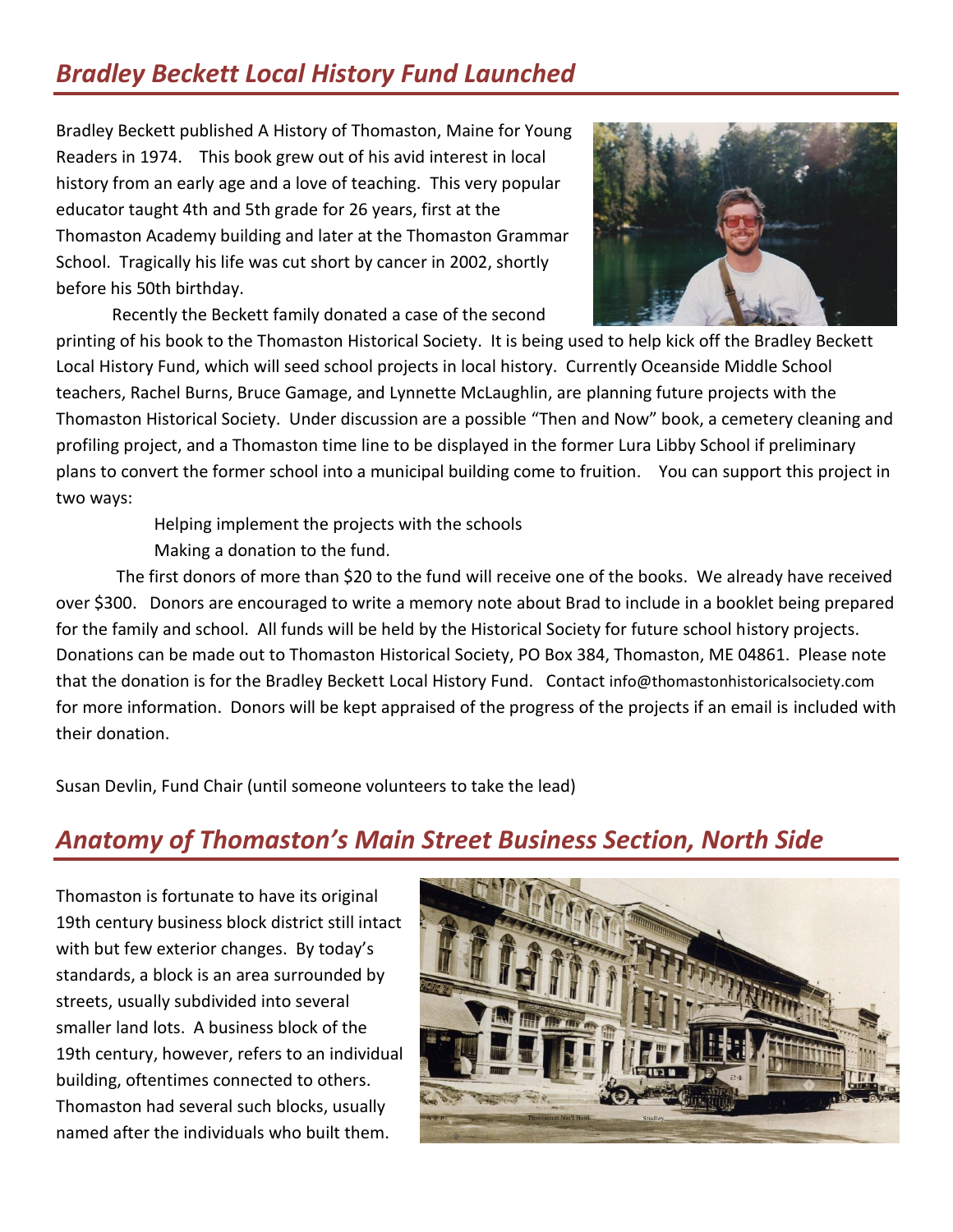## *Bradley Beckett Local History Fund Launched*

Bradley Beckett published A History of Thomaston, Maine for Young Readers in 1974. This book grew out of his avid interest in local history from an early age and a love of teaching. This very popular educator taught 4th and 5th grade for 26 years, first at the Thomaston Academy building and later at the Thomaston Grammar School. Tragically his life was cut short by cancer in 2002, shortly before his 50th birthday.

Recently the Beckett family donated a case of the second printing of his book to the Thomaston Historical Society. It is being used to help kick off the Bradley Beckett Local History Fund, which will seed school projects in local history. Currently Oceanside Middle School teachers, Rachel Burns, Bruce Gamage, and Lynnette McLaughlin, are planning future projects with the Thomaston Historical Society. Under discussion are a possible "Then and Now" book, a cemetery cleaning and profiling project, and a Thomaston time line to be displayed in the former Lura Libby School if preliminary plans to convert the former school into a municipal building come to fruition. You can support this project in two ways:

Helping implement the projects with the schools
Making a donation to the fund.

The first donors of more than $20 to the fund will receive one of the books. We already have received over $300. Donors are encouraged to write a memory note about Brad to include in a booklet being prepared for the family and school. All funds will be held by the Historical Society for future school history projects. Donations can be made out to Thomaston Historical Society, PO Box 384, Thomaston, ME 04861. Please note that the donation is for the Bradley Beckett Local History Fund. Contact info@thomastonhistoricalsociety.com for more information. Donors will be kept appraised of the progress of the projects if an email is included with their donation.

Susan Devlin, Fund Chair (until someone volunteers to take the lead)

## *Anatomy of Thomaston's Main Street Business Section, North Side*

Thomaston is fortunate to have its original 19th century business block district still intact with but few exterior changes. By today's standards, a block is an area surrounded by streets, usually subdivided into several smaller land lots. A business block of the 19th century, however, refers to an individual building, oftentimes connected to others. Thomaston had several such blocks, usually named after the individuals who built them.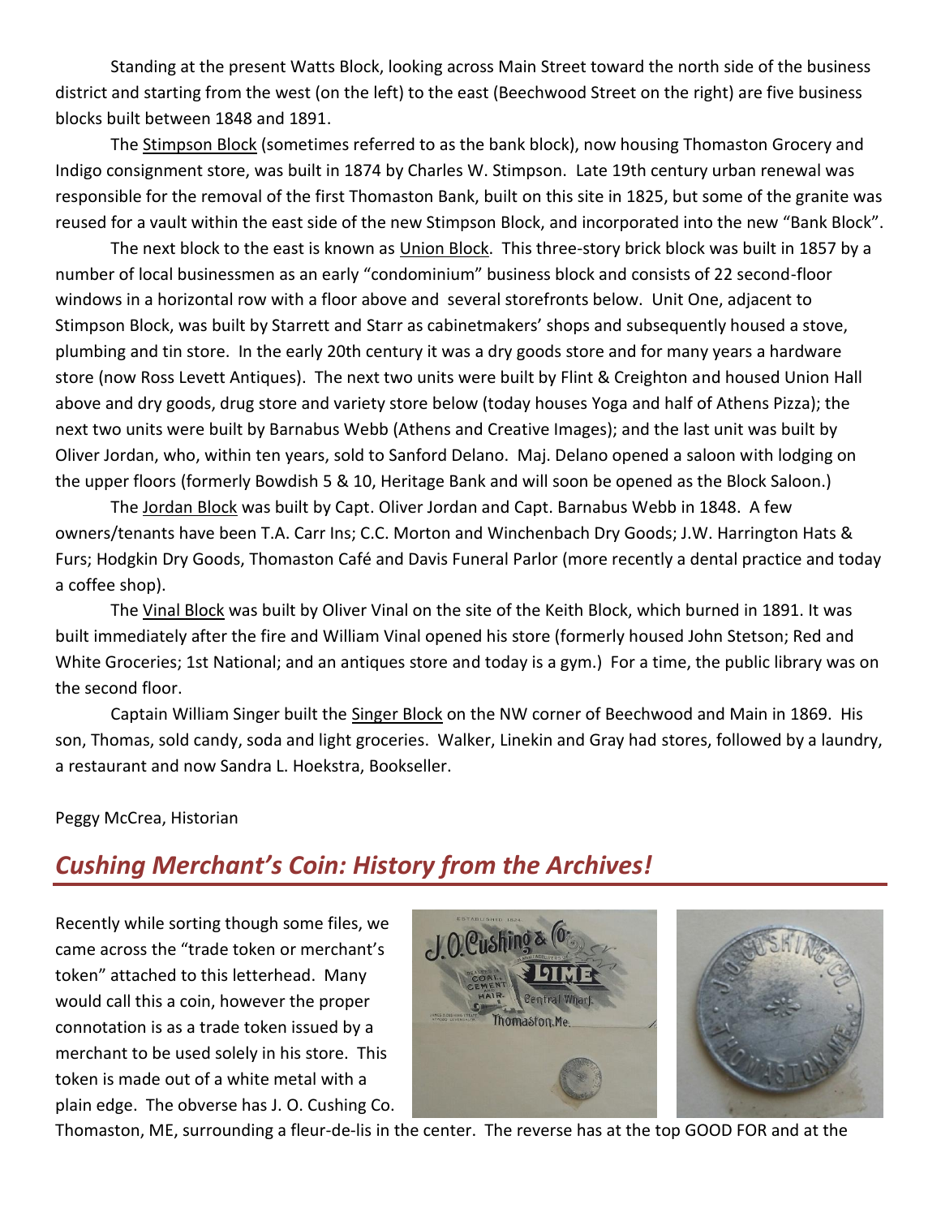Standing at the present Watts Block, looking across Main Street toward the north side of the business district and starting from the west (on the left) to the east (Beechwood Street on the right) are five business blocks built between 1848 and 1891.

The Stimpson Block (sometimes referred to as the bank block), now housing Thomaston Grocery and Indigo consignment store, was built in 1874 by Charles W. Stimpson. Late 19th century urban renewal was responsible for the removal of the first Thomaston Bank, built on this site in 1825, but some of the granite was reused for a vault within the east side of the new Stimpson Block, and incorporated into the new "Bank Block".

The next block to the east is known as Union Block. This three-story brick block was built in 1857 by a number of local businessmen as an early "condominium" business block and consists of 22 second-floor windows in a horizontal row with a floor above and several storefronts below. Unit One, adjacent to Stimpson Block, was built by Starrett and Starr as cabinetmakers' shops and subsequently housed a stove, plumbing and tin store. In the early 20th century it was a dry goods store and for many years a hardware store (now Ross Levett Antiques). The next two units were built by Flint & Creighton and housed Union Hall above and dry goods, drug store and variety store below (today houses Yoga and half of Athens Pizza); the next two units were built by Barnabus Webb (Athens and Creative Images); and the last unit was built by Oliver Jordan, who, within ten years, sold to Sanford Delano. Maj. Delano opened a saloon with lodging on the upper floors (formerly Bowdish 5 & 10, Heritage Bank and will soon be opened as the Block Saloon.)

The Jordan Block was built by Capt. Oliver Jordan and Capt. Barnabus Webb in 1848. A few owners/tenants have been T.A. Carr Ins; C.C. Morton and Winchenbach Dry Goods; J.W. Harrington Hats & Furs; Hodgkin Dry Goods, Thomaston Café and Davis Funeral Parlor (more recently a dental practice and today a coffee shop).

The Vinal Block was built by Oliver Vinal on the site of the Keith Block, which burned in 1891. It was built immediately after the fire and William Vinal opened his store (formerly housed John Stetson; Red and White Groceries; 1st National; and an antiques store and today is a gym.) For a time, the public library was on the second floor.

Captain William Singer built the Singer Block on the NW corner of Beechwood and Main in 1869. His son, Thomas, sold candy, soda and light groceries. Walker, Linekin and Gray had stores, followed by a laundry, a restaurant and now Sandra L. Hoekstra, Bookseller.

Peggy McCrea, Historian

## *Cushing Merchant's Coin: History from the Archives!*

Recently while sorting though some files, we came across the "trade token or merchant's token" attached to this letterhead. Many would call this a coin, however the proper connotation is as a trade token issued by a merchant to be used solely in his store. This token is made out of a white metal with a plain edge. The obverse has J. O. Cushing Co. Thomaston, ME, surrounding a fleur-de-lis in the center. The reverse has at the top GOOD FOR and at the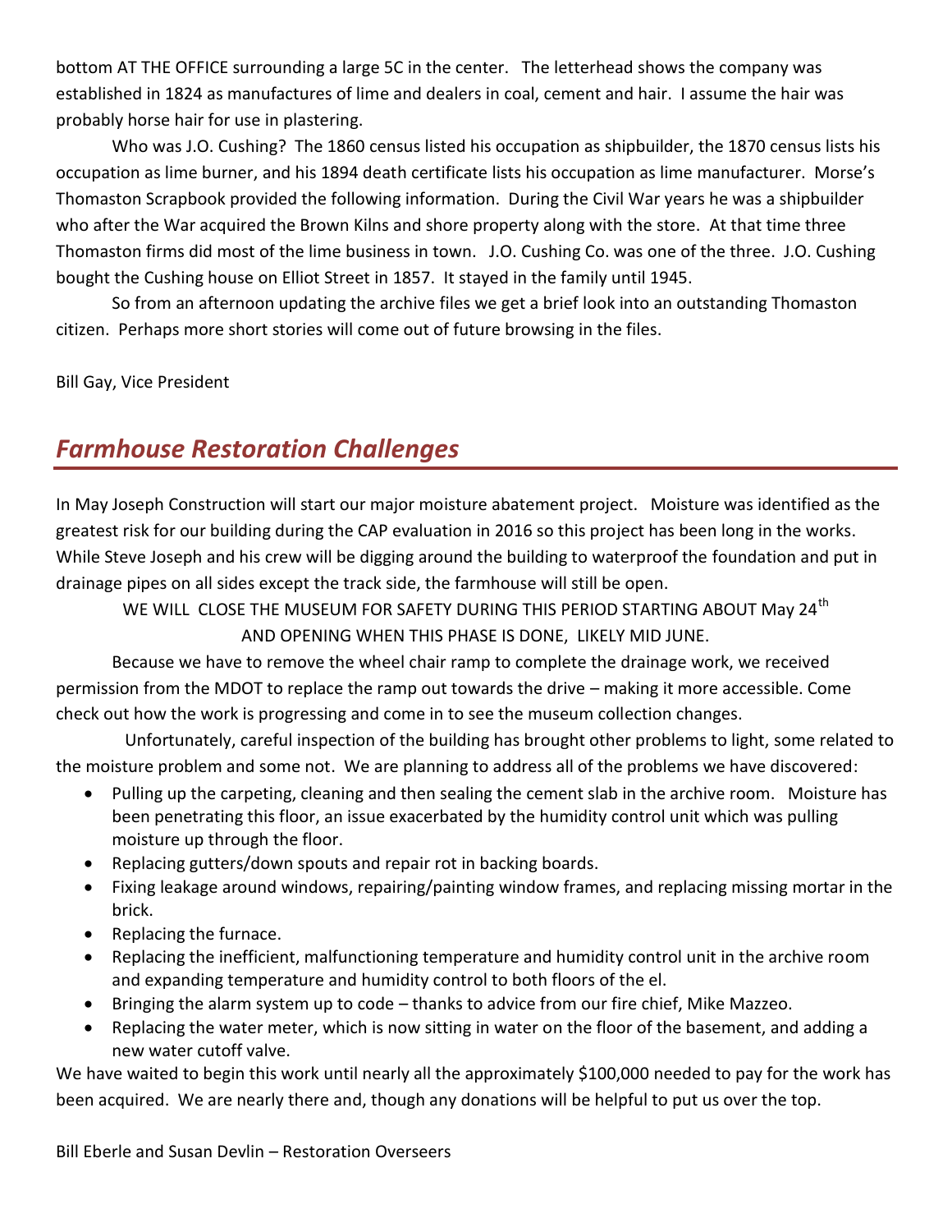bottom AT THE OFFICE surrounding a large 5C in the center. The letterhead shows the company was established in 1824 as manufactures of lime and dealers in coal, cement and hair. I assume the hair was probably horse hair for use in plastering.

Who was J.O. Cushing? The 1860 census listed his occupation as shipbuilder, the 1870 census lists his occupation as lime burner, and his 1894 death certificate lists his occupation as lime manufacturer. Morse's Thomaston Scrapbook provided the following information. During the Civil War years he was a shipbuilder who after the War acquired the Brown Kilns and shore property along with the store. At that time three Thomaston firms did most of the lime business in town. J.O. Cushing Co. was one of the three. J.O. Cushing bought the Cushing house on Elliot Street in 1857. It stayed in the family until 1945.

So from an afternoon updating the archive files we get a brief look into an outstanding Thomaston citizen. Perhaps more short stories will come out of future browsing in the files.

Bill Gay, Vice President

## *Farmhouse Restoration Challenges*

In May Joseph Construction will start our major moisture abatement project. Moisture was identified as the greatest risk for our building during the CAP evaluation in 2016 so this project has been long in the works. While Steve Joseph and his crew will be digging around the building to waterproof the foundation and put in drainage pipes on all sides except the track side, the farmhouse will still be open.

WE WILL CLOSE THE MUSEUM FOR SAFETY DURING THIS PERIOD STARTING ABOUT May 24th AND OPENING WHEN THIS PHASE IS DONE, LIKELY MID JUNE.

Because we have to remove the wheel chair ramp to complete the drainage work, we received permission from the MDOT to replace the ramp out towards the drive – making it more accessible. Come check out how the work is progressing and come in to see the museum collection changes.

Unfortunately, careful inspection of the building has brought other problems to light, some related to the moisture problem and some not. We are planning to address all of the problems we have discovered:

- Pulling up the carpeting, cleaning and then sealing the cement slab in the archive room. Moisture has been penetrating this floor, an issue exacerbated by the humidity control unit which was pulling moisture up through the floor.
- Replacing gutters/down spouts and repair rot in backing boards.
- Fixing leakage around windows, repairing/painting window frames, and replacing missing mortar in the brick.
- Replacing the furnace.
- Replacing the inefficient, malfunctioning temperature and humidity control unit in the archive room and expanding temperature and humidity control to both floors of the el.
- Bringing the alarm system up to code – thanks to advice from our fire chief, Mike Mazzeo.
- Replacing the water meter, which is now sitting in water on the floor of the basement, and adding a new water cutoff valve.

We have waited to begin this work until nearly all the approximately $100,000 needed to pay for the work has been acquired. We are nearly there and, though any donations will be helpful to put us over the top.

Bill Eberle and Susan Devlin – Restoration Overseers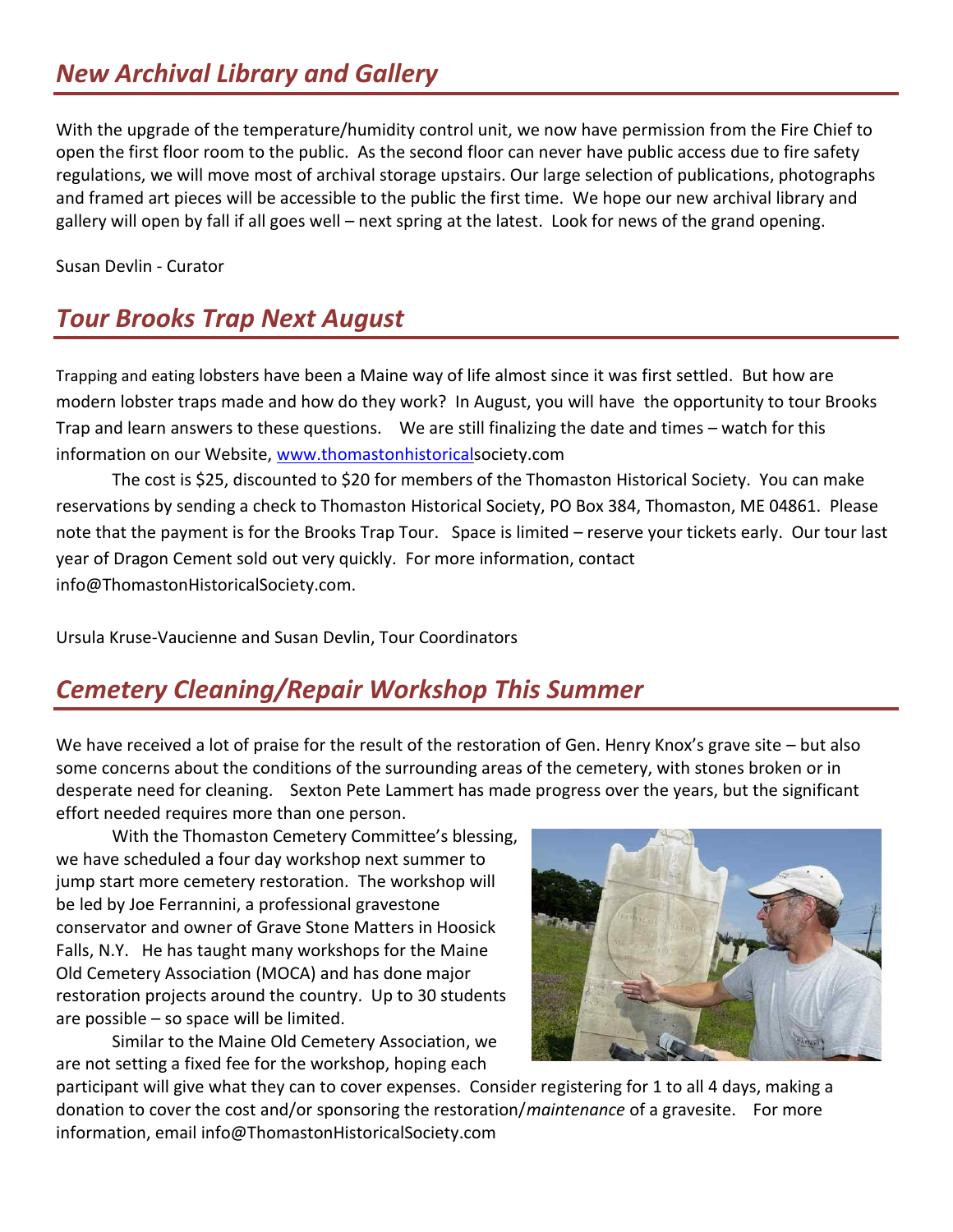## *New Archival Library and Gallery*

With the upgrade of the temperature/humidity control unit, we now have permission from the Fire Chief to open the first floor room to the public. As the second floor can never have public access due to fire safety regulations, we will move most of archival storage upstairs. Our large selection of publications, photographs and framed art pieces will be accessible to the public the first time. We hope our new archival library and gallery will open by fall if all goes well – next spring at the latest. Look for news of the grand opening.

Susan Devlin - Curator

## *Tour Brooks Trap Next August*

Trapping and eating lobsters have been a Maine way of life almost since it was first settled. But how are modern lobster traps made and how do they work? In August, you will have the opportunity to tour Brooks Trap and learn answers to these questions. We are still finalizing the date and times – watch for this information on our Website, www.thomastonhistoricalsociety.com

The cost is $25, discounted to $20 for members of the Thomaston Historical Society. You can make reservations by sending a check to Thomaston Historical Society, PO Box 384, Thomaston, ME 04861. Please note that the payment is for the Brooks Trap Tour. Space is limited – reserve your tickets early. Our tour last year of Dragon Cement sold out very quickly. For more information, contact info@ThomastonHistoricalSociety.com.

Ursula Kruse-Vaucienne and Susan Devlin, Tour Coordinators

## *Cemetery Cleaning/Repair Workshop This Summer*

We have received a lot of praise for the result of the restoration of Gen. Henry Knox's grave site – but also some concerns about the conditions of the surrounding areas of the cemetery, with stones broken or in desperate need for cleaning. Sexton Pete Lammert has made progress over the years, but the significant effort needed requires more than one person.

With the Thomaston Cemetery Committee's blessing, we have scheduled a four day workshop next summer to jump start more cemetery restoration. The workshop will be led by Joe Ferrannini, a professional gravestone conservator and owner of Grave Stone Matters in Hoosick Falls, N.Y. He has taught many workshops for the Maine Old Cemetery Association (MOCA) and has done major restoration projects around the country. Up to 30 students are possible – so space will be limited.

Similar to the Maine Old Cemetery Association, we are not setting a fixed fee for the workshop, hoping each participant will give what they can to cover expenses. Consider registering for 1 to all 4 days, making a donation to cover the cost and/or sponsoring the restoration/*maintenance* of a gravesite. For more information, email info@ThomastonHistoricalSociety.com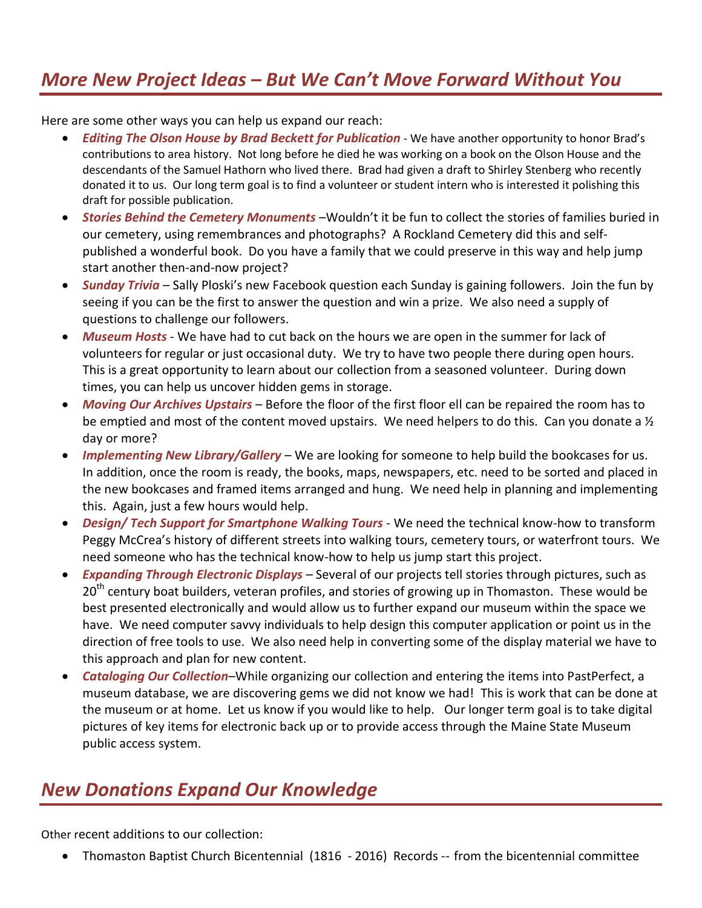## *More New Project Ideas – But We Can't Move Forward Without You*

Here are some other ways you can help us expand our reach:

- ***Editing The Olson House by Brad Beckett for Publication*** - We have another opportunity to honor Brad's contributions to area history. Not long before he died he was working on a book on the Olson House and the descendants of the Samuel Hathorn who lived there. Brad had given a draft to Shirley Stenberg who recently donated it to us. Our long term goal is to find a volunteer or student intern who is interested it polishing this draft for possible publication.
- ***Stories Behind the Cemetery Monuments*** –Wouldn't it be fun to collect the stories of families buried in our cemetery, using remembrances and photographs? A Rockland Cemetery did this and self-published a wonderful book. Do you have a family that we could preserve in this way and help jump start another then-and-now project?
- ***Sunday Trivia*** – Sally Ploski's new Facebook question each Sunday is gaining followers. Join the fun by seeing if you can be the first to answer the question and win a prize. We also need a supply of questions to challenge our followers.
- ***Museum Hosts*** - We have had to cut back on the hours we are open in the summer for lack of volunteers for regular or just occasional duty. We try to have two people there during open hours. This is a great opportunity to learn about our collection from a seasoned volunteer. During down times, you can help us uncover hidden gems in storage.
- ***Moving Our Archives Upstairs*** – Before the floor of the first floor ell can be repaired the room has to be emptied and most of the content moved upstairs. We need helpers to do this. Can you donate a ½ day or more?
- ***Implementing New Library/Gallery*** – We are looking for someone to help build the bookcases for us. In addition, once the room is ready, the books, maps, newspapers, etc. need to be sorted and placed in the new bookcases and framed items arranged and hung. We need help in planning and implementing this. Again, just a few hours would help.
- ***Design/ Tech Support for Smartphone Walking Tours*** - We need the technical know-how to transform Peggy McCrea's history of different streets into walking tours, cemetery tours, or waterfront tours. We need someone who has the technical know-how to help us jump start this project.
- ***Expanding Through Electronic Displays*** – Several of our projects tell stories through pictures, such as 20th century boat builders, veteran profiles, and stories of growing up in Thomaston. These would be best presented electronically and would allow us to further expand our museum within the space we have. We need computer savvy individuals to help design this computer application or point us in the direction of free tools to use. We also need help in converting some of the display material we have to this approach and plan for new content.
- ***Cataloging Our Collection***–While organizing our collection and entering the items into PastPerfect, a museum database, we are discovering gems we did not know we had! This is work that can be done at the museum or at home. Let us know if you would like to help. Our longer term goal is to take digital pictures of key items for electronic back up or to provide access through the Maine State Museum public access system.

## *New Donations Expand Our Knowledge*

Other recent additions to our collection:

- Thomaston Baptist Church Bicentennial (1816 - 2016) Records -- from the bicentennial committee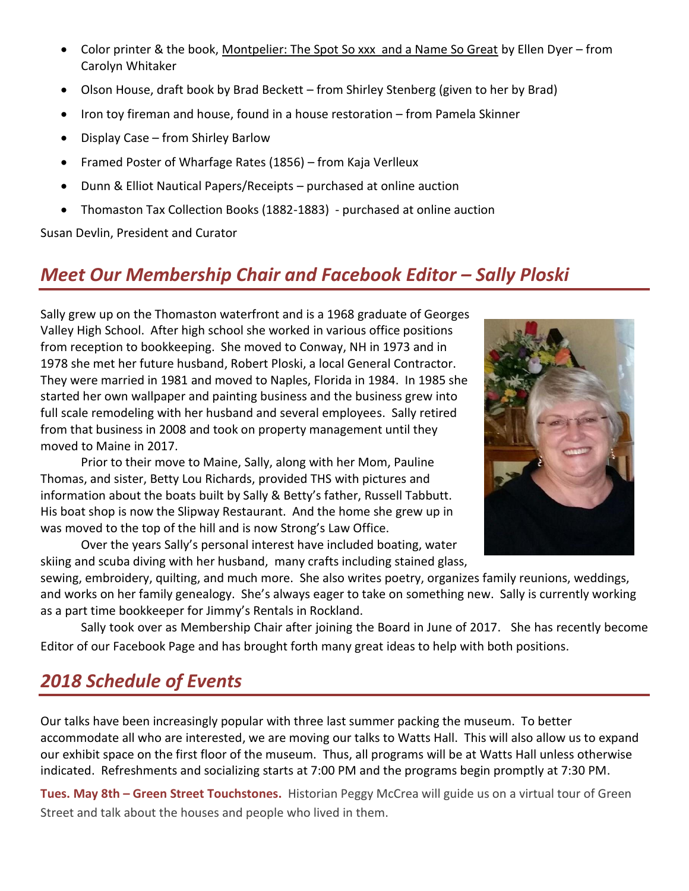- Color printer & the book, Montpelier: The Spot So xxx and a Name So Great by Ellen Dyer – from Carolyn Whitaker
- Olson House, draft book by Brad Beckett – from Shirley Stenberg (given to her by Brad)
- Iron toy fireman and house, found in a house restoration – from Pamela Skinner
- Display Case – from Shirley Barlow
- Framed Poster of Wharfage Rates (1856) – from Kaja Verlleux
- Dunn & Elliot Nautical Papers/Receipts – purchased at online auction
- Thomaston Tax Collection Books (1882-1883) - purchased at online auction

Susan Devlin, President and Curator

## *Meet Our Membership Chair and Facebook Editor – Sally Ploski*

Sally grew up on the Thomaston waterfront and is a 1968 graduate of Georges Valley High School. After high school she worked in various office positions from reception to bookkeeping. She moved to Conway, NH in 1973 and in 1978 she met her future husband, Robert Ploski, a local General Contractor. They were married in 1981 and moved to Naples, Florida in 1984. In 1985 she started her own wallpaper and painting business and the business grew into full scale remodeling with her husband and several employees. Sally retired from that business in 2008 and took on property management until they moved to Maine in 2017.

Prior to their move to Maine, Sally, along with her Mom, Pauline Thomas, and sister, Betty Lou Richards, provided THS with pictures and information about the boats built by Sally & Betty's father, Russell Tabbutt. His boat shop is now the Slipway Restaurant. And the home she grew up in was moved to the top of the hill and is now Strong's Law Office.

Over the years Sally's personal interest have included boating, water skiing and scuba diving with her husband, many crafts including stained glass, sewing, embroidery, quilting, and much more. She also writes poetry, organizes family reunions, weddings, and works on her family genealogy. She's always eager to take on something new. Sally is currently working as a part time bookkeeper for Jimmy's Rentals in Rockland.

Sally took over as Membership Chair after joining the Board in June of 2017. She has recently become Editor of our Facebook Page and has brought forth many great ideas to help with both positions.

## *2018 Schedule of Events*

Our talks have been increasingly popular with three last summer packing the museum. To better accommodate all who are interested, we are moving our talks to Watts Hall. This will also allow us to expand our exhibit space on the first floor of the museum. Thus, all programs will be at Watts Hall unless otherwise indicated. Refreshments and socializing starts at 7:00 PM and the programs begin promptly at 7:30 PM.

**Tues. May 8th – Green Street Touchstones.** Historian Peggy McCrea will guide us on a virtual tour of Green Street and talk about the houses and people who lived in them.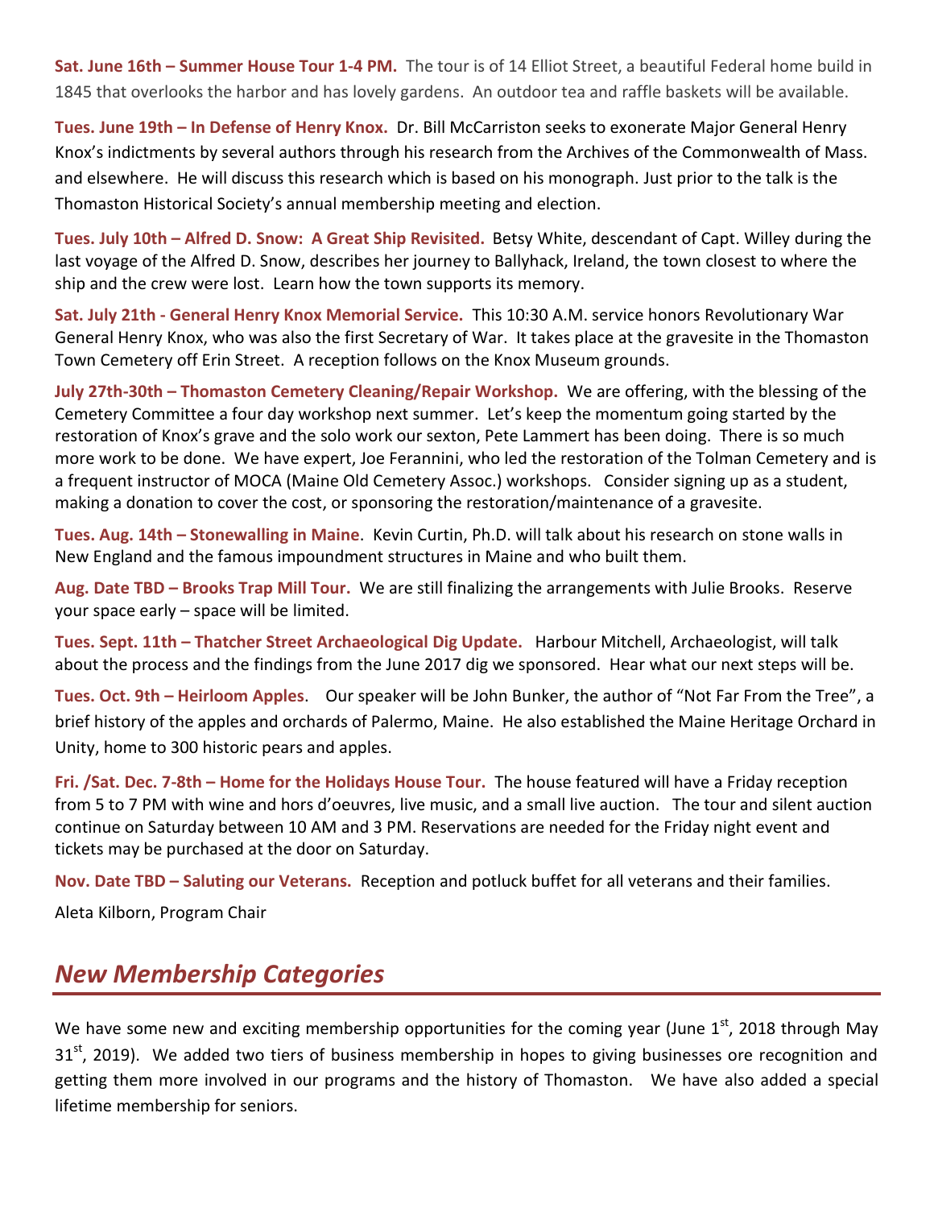**Sat. June 16th – Summer House Tour 1-4 PM.** The tour is of 14 Elliot Street, a beautiful Federal home build in 1845 that overlooks the harbor and has lovely gardens. An outdoor tea and raffle baskets will be available.

**Tues. June 19th – In Defense of Henry Knox.** Dr. Bill McCarriston seeks to exonerate Major General Henry Knox's indictments by several authors through his research from the Archives of the Commonwealth of Mass. and elsewhere. He will discuss this research which is based on his monograph. Just prior to the talk is the Thomaston Historical Society's annual membership meeting and election.

**Tues. July 10th – Alfred D. Snow: A Great Ship Revisited.** Betsy White, descendant of Capt. Willey during the last voyage of the Alfred D. Snow, describes her journey to Ballyhack, Ireland, the town closest to where the ship and the crew were lost. Learn how the town supports its memory.

**Sat. July 21th - General Henry Knox Memorial Service.** This 10:30 A.M. service honors Revolutionary War General Henry Knox, who was also the first Secretary of War. It takes place at the gravesite in the Thomaston Town Cemetery off Erin Street. A reception follows on the Knox Museum grounds.

**July 27th-30th – Thomaston Cemetery Cleaning/Repair Workshop.** We are offering, with the blessing of the Cemetery Committee a four day workshop next summer. Let's keep the momentum going started by the restoration of Knox's grave and the solo work our sexton, Pete Lammert has been doing. There is so much more work to be done. We have expert, Joe Ferannini, who led the restoration of the Tolman Cemetery and is a frequent instructor of MOCA (Maine Old Cemetery Assoc.) workshops. Consider signing up as a student, making a donation to cover the cost, or sponsoring the restoration/maintenance of a gravesite.

**Tues. Aug. 14th – Stonewalling in Maine**. Kevin Curtin, Ph.D. will talk about his research on stone walls in New England and the famous impoundment structures in Maine and who built them.

**Aug. Date TBD – Brooks Trap Mill Tour.** We are still finalizing the arrangements with Julie Brooks. Reserve your space early – space will be limited.

**Tues. Sept. 11th – Thatcher Street Archaeological Dig Update.** Harbour Mitchell, Archaeologist, will talk about the process and the findings from the June 2017 dig we sponsored. Hear what our next steps will be.

**Tues. Oct. 9th – Heirloom Apples**. Our speaker will be John Bunker, the author of "Not Far From the Tree", a brief history of the apples and orchards of Palermo, Maine. He also established the Maine Heritage Orchard in Unity, home to 300 historic pears and apples.

**Fri. /Sat. Dec. 7-8th – Home for the Holidays House Tour.** The house featured will have a Friday reception from 5 to 7 PM with wine and hors d'oeuvres, live music, and a small live auction. The tour and silent auction continue on Saturday between 10 AM and 3 PM. Reservations are needed for the Friday night event and tickets may be purchased at the door on Saturday.

**Nov. Date TBD – Saluting our Veterans.** Reception and potluck buffet for all veterans and their families.

Aleta Kilborn, Program Chair

## *New Membership Categories*

We have some new and exciting membership opportunities for the coming year (June 1st, 2018 through May 31st, 2019). We added two tiers of business membership in hopes to giving businesses ore recognition and getting them more involved in our programs and the history of Thomaston. We have also added a special lifetime membership for seniors.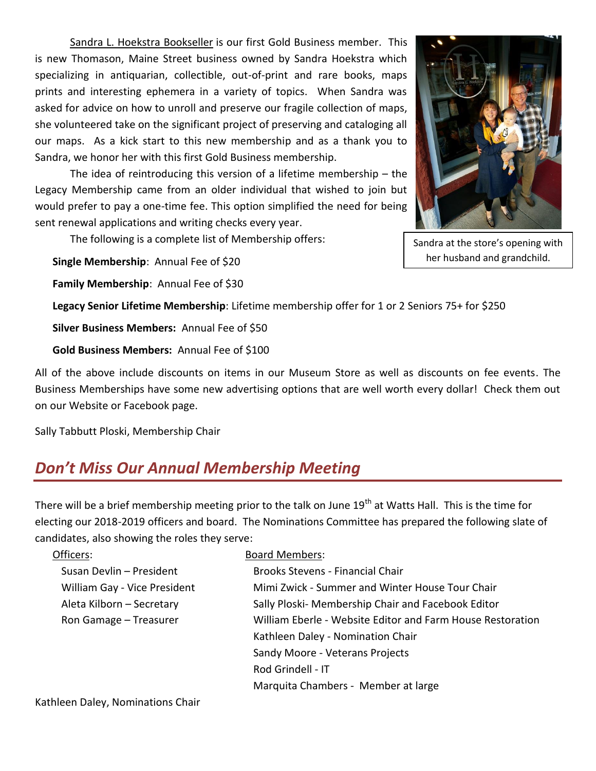Sandra L. Hoekstra Bookseller is our first Gold Business member. This is new Thomason, Maine Street business owned by Sandra Hoekstra which specializing in antiquarian, collectible, out-of-print and rare books, maps prints and interesting ephemera in a variety of topics. When Sandra was asked for advice on how to unroll and preserve our fragile collection of maps, she volunteered take on the significant project of preserving and cataloging all our maps. As a kick start to this new membership and as a thank you to Sandra, we honor her with this first Gold Business membership.

The idea of reintroducing this version of a lifetime membership – the Legacy Membership came from an older individual that wished to join but would prefer to pay a one-time fee. This option simplified the need for being sent renewal applications and writing checks every year.

Sandra at the store's opening with her husband and grandchild.

The following is a complete list of Membership offers:

**Single Membership**: Annual Fee of $20

**Family Membership**: Annual Fee of $30

**Legacy Senior Lifetime Membership**: Lifetime membership offer for 1 or 2 Seniors 75+ for $250

**Silver Business Members:** Annual Fee of $50

**Gold Business Members:** Annual Fee of $100

All of the above include discounts on items in our Museum Store as well as discounts on fee events. The Business Memberships have some new advertising options that are well worth every dollar! Check them out on our Website or Facebook page.

Sally Tabbutt Ploski, Membership Chair

## *Don't Miss Our Annual Membership Meeting*

There will be a brief membership meeting prior to the talk on June 19th at Watts Hall. This is the time for electing our 2018-2019 officers and board. The Nominations Committee has prepared the following slate of candidates, also showing the roles they serve:

Officers:

- Susan Devlin – President
- William Gay - Vice President
- Aleta Kilborn – Secretary
- Ron Gamage – Treasurer

Board Members:

- Brooks Stevens - Financial Chair
- Mimi Zwick - Summer and Winter House Tour Chair
- Sally Ploski- Membership Chair and Facebook Editor
- William Eberle - Website Editor and Farm House Restoration
- Kathleen Daley - Nomination Chair
- Sandy Moore - Veterans Projects
- Rod Grindell - IT
- Marquita Chambers - Member at large

Kathleen Daley, Nominations Chair